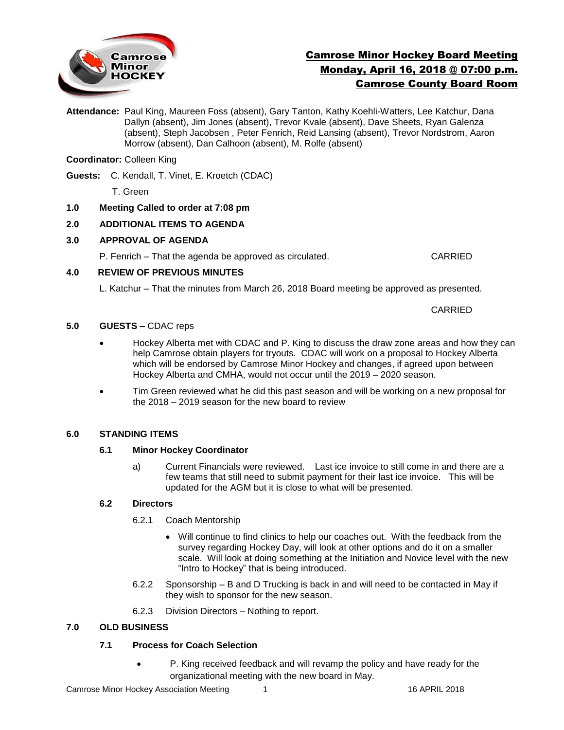# Camrose Minor Hockey Board Meeting
## Monday, April 16, 2018 @ 07:00 p.m.
## Camrose County Board Room

**Attendance:** Paul King, Maureen Foss (absent), Gary Tanton, Kathy Koehli-Watters, Lee Katchur, Dana Dallyn (absent), Jim Jones (absent), Trevor Kvale (absent), Dave Sheets, Ryan Galenza (absent), Steph Jacobsen , Peter Fenrich, Reid Lansing (absent), Trevor Nordstrom, Aaron Morrow (absent), Dan Calhoon (absent), M. Rolfe (absent)

**Coordinator:** Colleen King

**Guests:** C. Kendall, T. Vinet, E. Kroetch (CDAC)

T. Green

**1.0 Meeting Called to order at 7:08 pm**

**2.0 ADDITIONAL ITEMS TO AGENDA**

**3.0 APPROVAL OF AGENDA**

P. Fenrich – That the agenda be approved as circulated. CARRIED

**4.0 REVIEW OF PREVIOUS MINUTES**

L. Katchur – That the minutes from March 26, 2018 Board meeting be approved as presented.

CARRIED

**5.0 GUESTS –** CDAC reps

- Hockey Alberta met with CDAC and P. King to discuss the draw zone areas and how they can help Camrose obtain players for tryouts. CDAC will work on a proposal to Hockey Alberta which will be endorsed by Camrose Minor Hockey and changes, if agreed upon between Hockey Alberta and CMHA, would not occur until the 2019 – 2020 season.
- Tim Green reviewed what he did this past season and will be working on a new proposal for the 2018 – 2019 season for the new board to review

**6.0 STANDING ITEMS**

**6.1 Minor Hockey Coordinator**

a) Current Financials were reviewed. Last ice invoice to still come in and there are a few teams that still need to submit payment for their last ice invoice. This will be updated for the AGM but it is close to what will be presented.

**6.2 Directors**

6.2.1 Coach Mentorship

- Will continue to find clinics to help our coaches out. With the feedback from the survey regarding Hockey Day, will look at other options and do it on a smaller scale. Will look at doing something at the Initiation and Novice level with the new "Intro to Hockey" that is being introduced.

6.2.2 Sponsorship – B and D Trucking is back in and will need to be contacted in May if they wish to sponsor for the new season.

6.2.3 Division Directors – Nothing to report.

**7.0 OLD BUSINESS**

**7.1 Process for Coach Selection**

- P. King received feedback and will revamp the policy and have ready for the organizational meeting with the new board in May.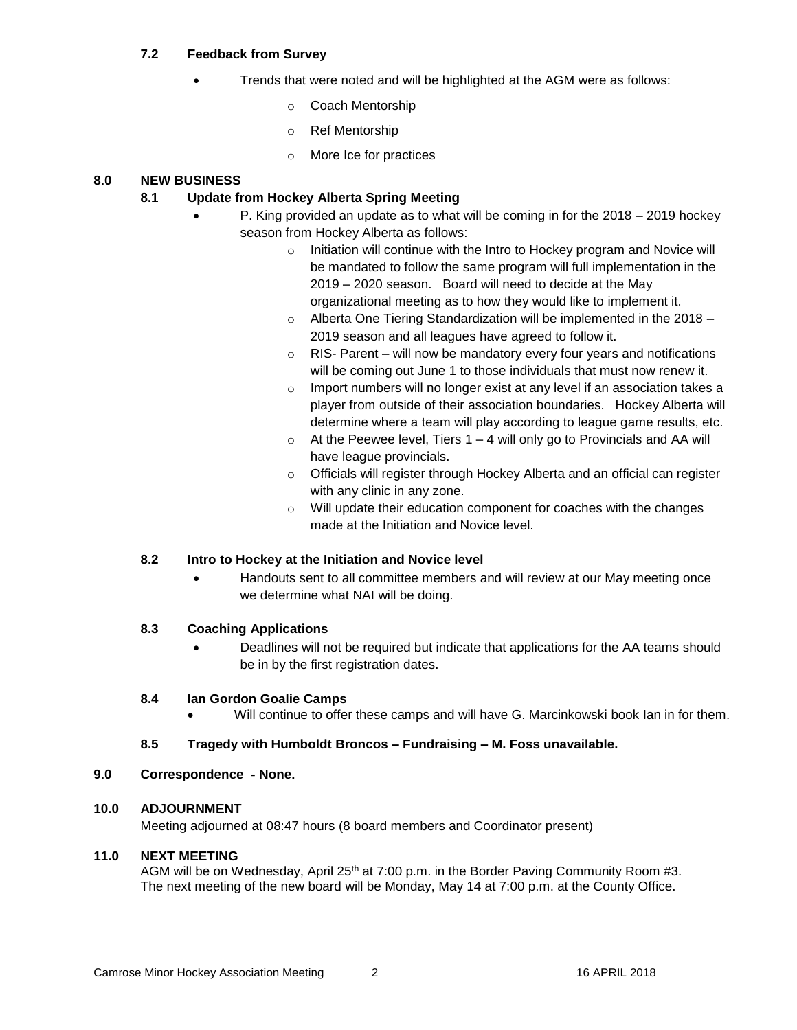### 7.2 Feedback from Survey

- Trends that were noted and will be highlighted at the AGM were as follows:
  - Coach Mentorship
  - Ref Mentorship
  - More Ice for practices

## 8.0 NEW BUSINESS

### 8.1 Update from Hockey Alberta Spring Meeting

- P. King provided an update as to what will be coming in for the 2018 – 2019 hockey season from Hockey Alberta as follows:
  - Initiation will continue with the Intro to Hockey program and Novice will be mandated to follow the same program will full implementation in the 2019 – 2020 season. Board will need to decide at the May organizational meeting as to how they would like to implement it.
  - Alberta One Tiering Standardization will be implemented in the 2018 – 2019 season and all leagues have agreed to follow it.
  - RIS- Parent – will now be mandatory every four years and notifications will be coming out June 1 to those individuals that must now renew it.
  - Import numbers will no longer exist at any level if an association takes a player from outside of their association boundaries. Hockey Alberta will determine where a team will play according to league game results, etc.
  - At the Peewee level, Tiers 1 – 4 will only go to Provincials and AA will have league provincials.
  - Officials will register through Hockey Alberta and an official can register with any clinic in any zone.
  - Will update their education component for coaches with the changes made at the Initiation and Novice level.

### 8.2 Intro to Hockey at the Initiation and Novice level

- Handouts sent to all committee members and will review at our May meeting once we determine what NAI will be doing.

### 8.3 Coaching Applications

- Deadlines will not be required but indicate that applications for the AA teams should be in by the first registration dates.

### 8.4 Ian Gordon Goalie Camps

- Will continue to offer these camps and will have G. Marcinkowski book Ian in for them.

### 8.5 Tragedy with Humboldt Broncos – Fundraising – M. Foss unavailable.

## 9.0 Correspondence - None.

## 10.0 ADJOURNMENT

Meeting adjourned at 08:47 hours (8 board members and Coordinator present)

## 11.0 NEXT MEETING

AGM will be on Wednesday, April 25th at 7:00 p.m. in the Border Paving Community Room #3. The next meeting of the new board will be Monday, May 14 at 7:00 p.m. at the County Office.